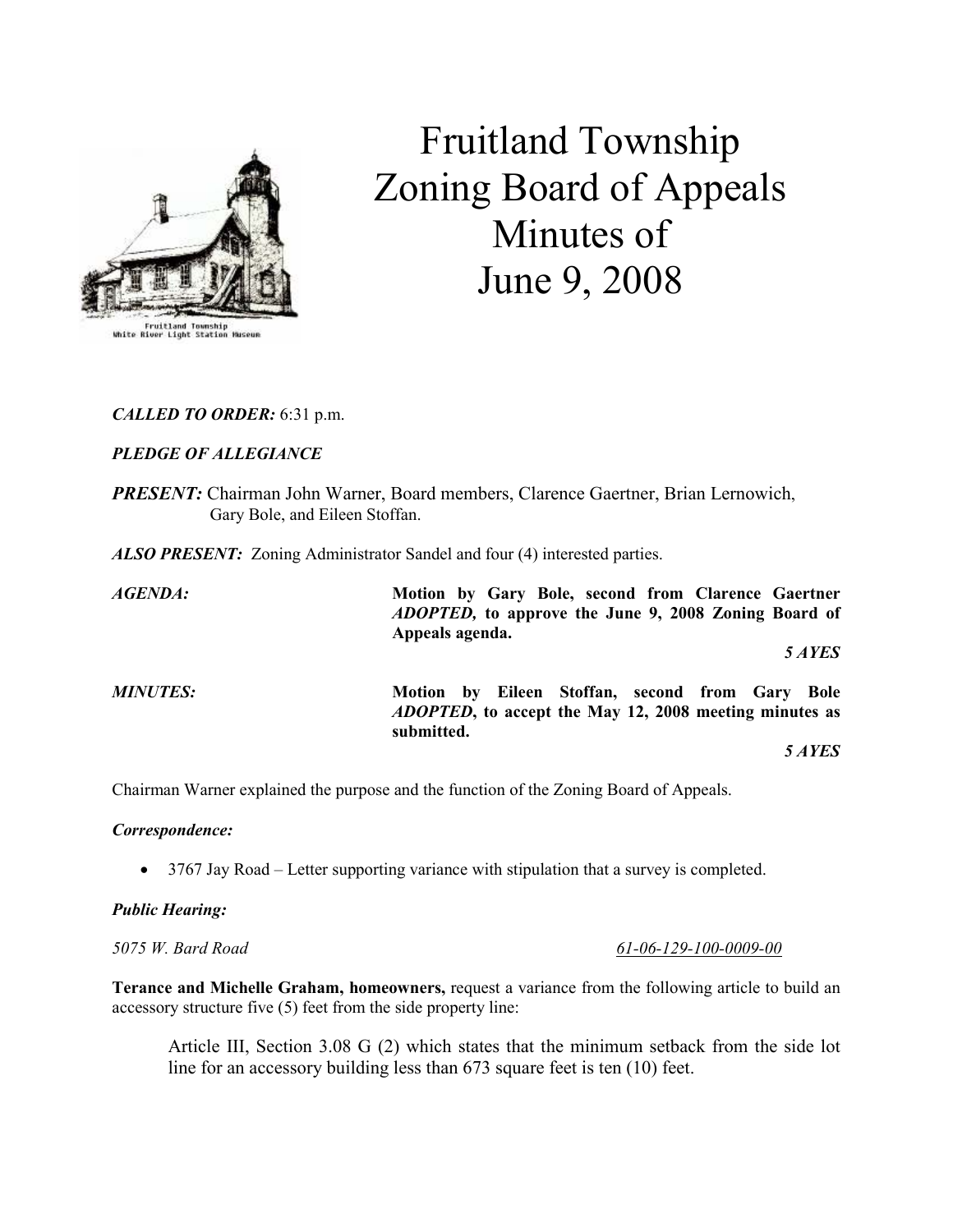# Fruitland Township Zoning Board of Appeals Minutes of June 9, 2008

***CALLED TO ORDER:*** 6:31 p.m.

***PLEDGE OF ALLEGIANCE***

***PRESENT:*** Chairman John Warner, Board members, Clarence Gaertner, Brian Lernowich, Gary Bole, and Eileen Stoffan.

***ALSO PRESENT:*** Zoning Administrator Sandel and four (4) interested parties.

***AGENDA:*** **Motion by Gary Bole, second from Clarence Gaertner *ADOPTED,* to approve the June 9, 2008 Zoning Board of Appeals agenda.**

***5 AYES***

***MINUTES:*** **Motion by Eileen Stoffan, second from Gary Bole *ADOPTED*, to accept the May 12, 2008 meeting minutes as submitted.**

***5 AYES***

Chairman Warner explained the purpose and the function of the Zoning Board of Appeals.

***Correspondence:***

- 3767 Jay Road – Letter supporting variance with stipulation that a survey is completed.

***Public Hearing:***

*5075 W. Bard Road* *61-06-129-100-0009-00*

**Terance and Michelle Graham, homeowners,** request a variance from the following article to build an accessory structure five (5) feet from the side property line:

> Article III, Section 3.08 G (2) which states that the minimum setback from the side lot line for an accessory building less than 673 square feet is ten (10) feet.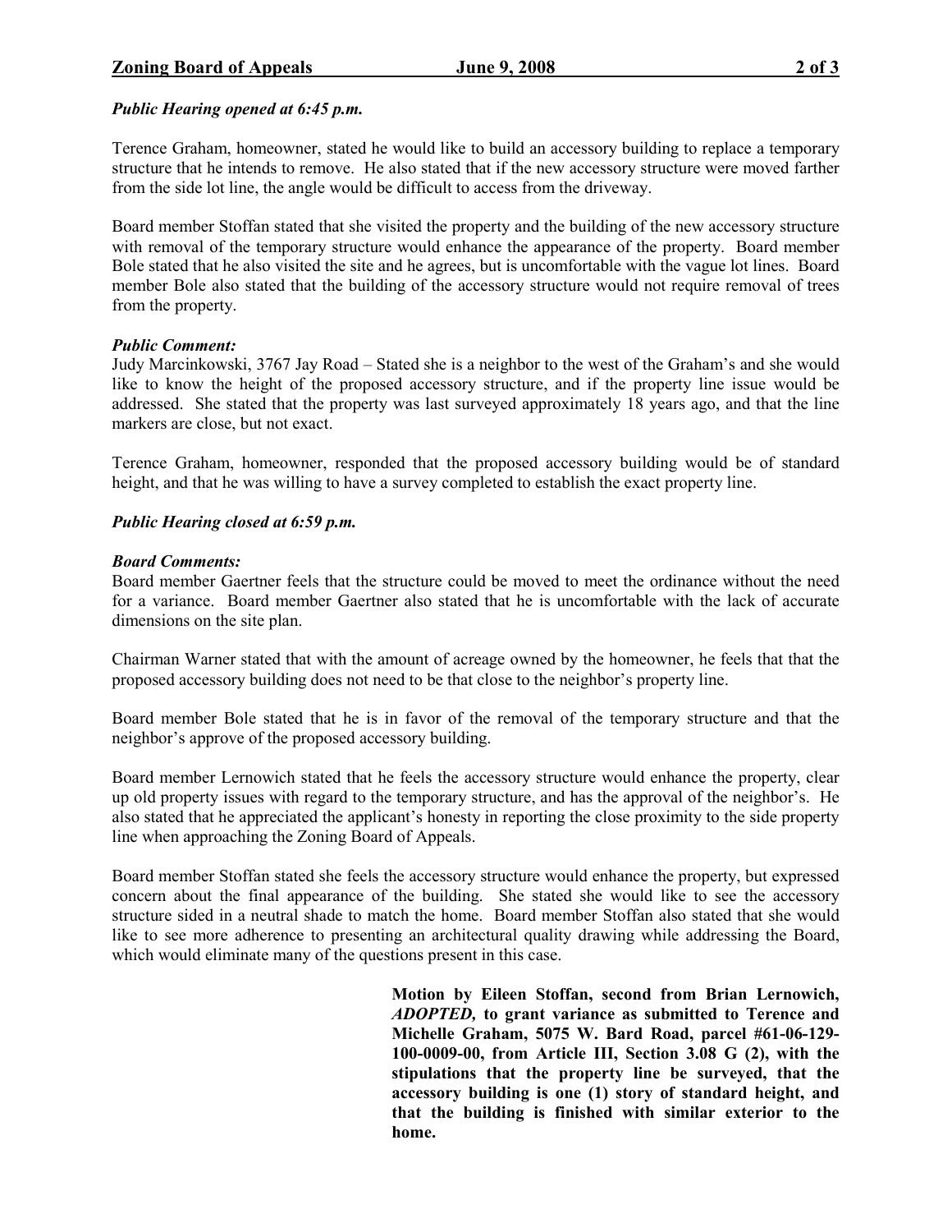***Public Hearing opened at 6:45 p.m.***

Terence Graham, homeowner, stated he would like to build an accessory building to replace a temporary structure that he intends to remove. He also stated that if the new accessory structure were moved farther from the side lot line, the angle would be difficult to access from the driveway.

Board member Stoffan stated that she visited the property and the building of the new accessory structure with removal of the temporary structure would enhance the appearance of the property. Board member Bole stated that he also visited the site and he agrees, but is uncomfortable with the vague lot lines. Board member Bole also stated that the building of the accessory structure would not require removal of trees from the property.

***Public Comment:***
Judy Marcinkowski, 3767 Jay Road – Stated she is a neighbor to the west of the Graham's and she would like to know the height of the proposed accessory structure, and if the property line issue would be addressed. She stated that the property was last surveyed approximately 18 years ago, and that the line markers are close, but not exact.

Terence Graham, homeowner, responded that the proposed accessory building would be of standard height, and that he was willing to have a survey completed to establish the exact property line.

***Public Hearing closed at 6:59 p.m.***

***Board Comments:***
Board member Gaertner feels that the structure could be moved to meet the ordinance without the need for a variance. Board member Gaertner also stated that he is uncomfortable with the lack of accurate dimensions on the site plan.

Chairman Warner stated that with the amount of acreage owned by the homeowner, he feels that that the proposed accessory building does not need to be that close to the neighbor's property line.

Board member Bole stated that he is in favor of the removal of the temporary structure and that the neighbor's approve of the proposed accessory building.

Board member Lernowich stated that he feels the accessory structure would enhance the property, clear up old property issues with regard to the temporary structure, and has the approval of the neighbor's. He also stated that he appreciated the applicant's honesty in reporting the close proximity to the side property line when approaching the Zoning Board of Appeals.

Board member Stoffan stated she feels the accessory structure would enhance the property, but expressed concern about the final appearance of the building. She stated she would like to see the accessory structure sided in a neutral shade to match the home. Board member Stoffan also stated that she would like to see more adherence to presenting an architectural quality drawing while addressing the Board, which would eliminate many of the questions present in this case.

**Motion by Eileen Stoffan, second from Brian Lernowich, *ADOPTED,* to grant variance as submitted to Terence and Michelle Graham, 5075 W. Bard Road, parcel #61-06-129-100-0009-00, from Article III, Section 3.08 G (2), with the stipulations that the property line be surveyed, that the accessory building is one (1) story of standard height, and that the building is finished with similar exterior to the home.**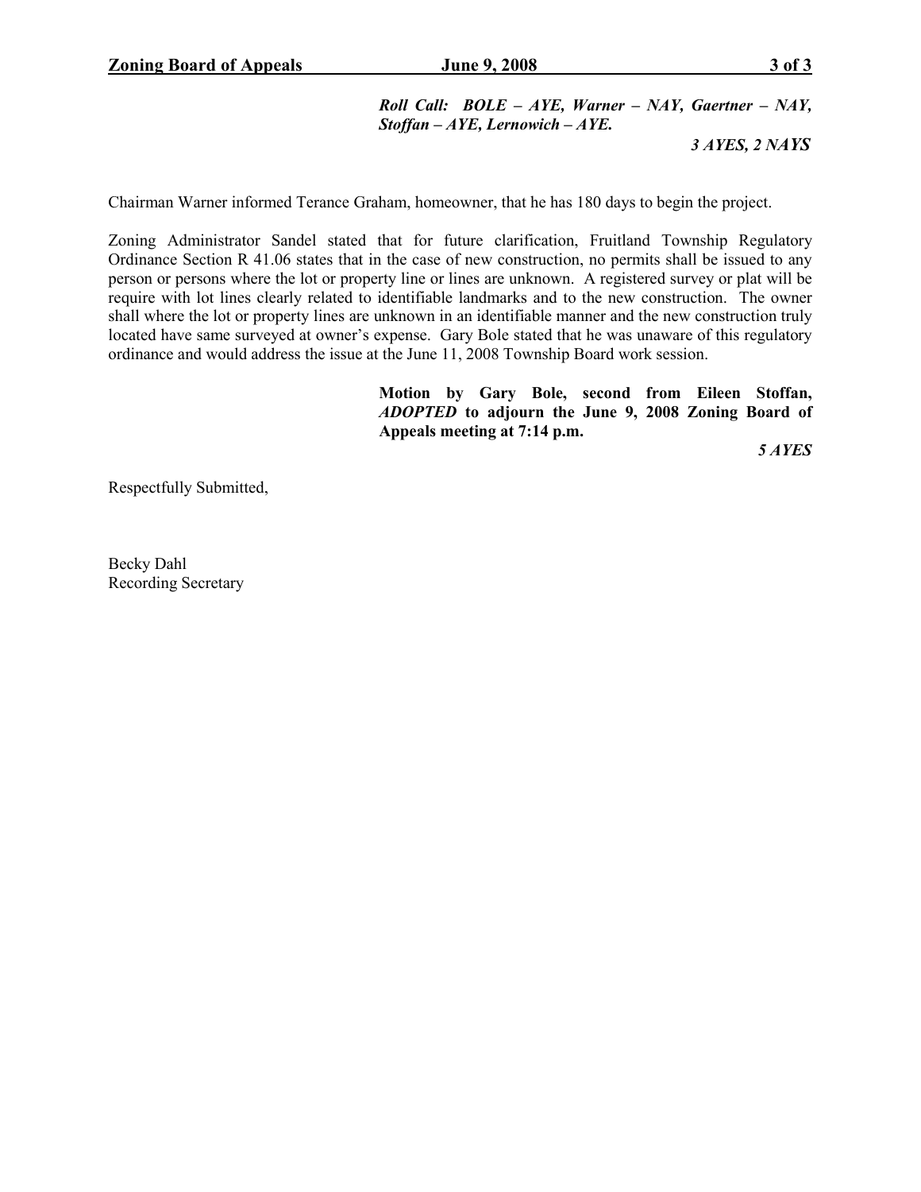***Roll Call: BOLE – AYE, Warner – NAY, Gaertner – NAY, Stoffan – AYE, Lernowich – AYE.***

***3 AYES, 2 NAYS***

Chairman Warner informed Terance Graham, homeowner, that he has 180 days to begin the project.

Zoning Administrator Sandel stated that for future clarification, Fruitland Township Regulatory Ordinance Section R 41.06 states that in the case of new construction, no permits shall be issued to any person or persons where the lot or property line or lines are unknown. A registered survey or plat will be require with lot lines clearly related to identifiable landmarks and to the new construction. The owner shall where the lot or property lines are unknown in an identifiable manner and the new construction truly located have same surveyed at owner's expense. Gary Bole stated that he was unaware of this regulatory ordinance and would address the issue at the June 11, 2008 Township Board work session.

**Motion by Gary Bole, second from Eileen Stoffan, *ADOPTED* to adjourn the June 9, 2008 Zoning Board of Appeals meeting at 7:14 p.m.**

***5 AYES***

Respectfully Submitted,

Becky Dahl
Recording Secretary